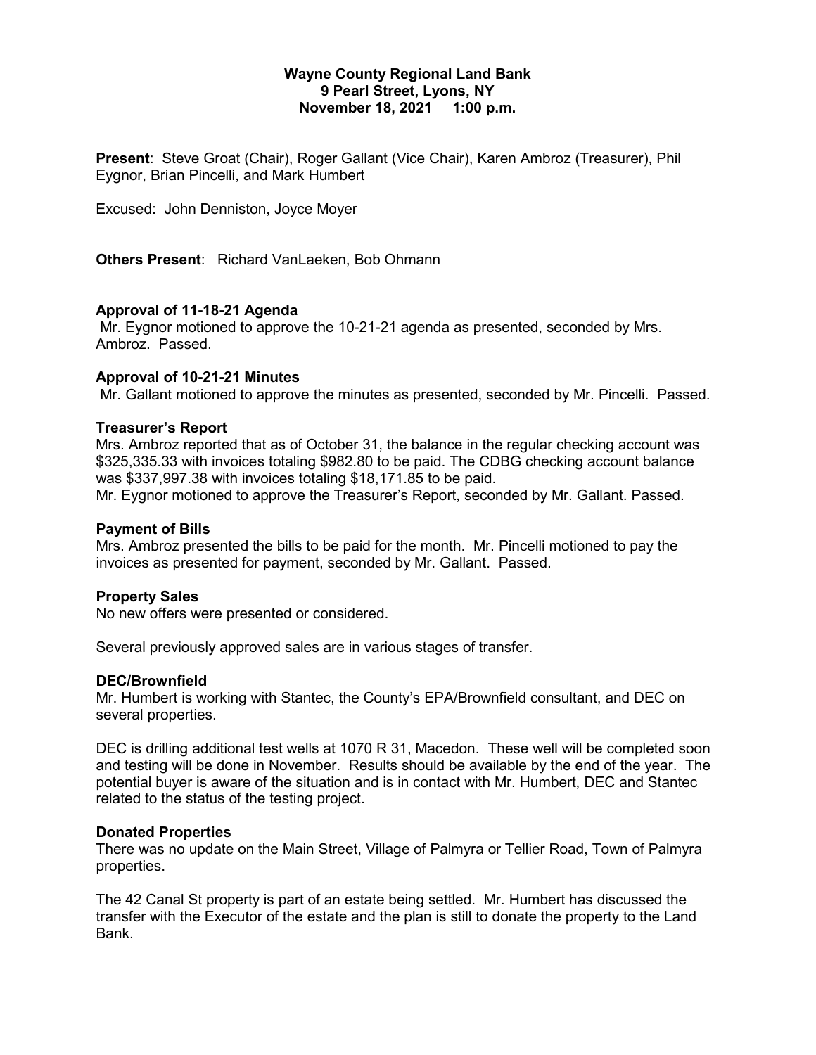**Wayne County Regional Land Bank**
**9 Pearl Street, Lyons, NY**
**November 18, 2021 1:00 p.m.**

**Present**: Steve Groat (Chair), Roger Gallant (Vice Chair), Karen Ambroz (Treasurer), Phil Eygnor, Brian Pincelli, and Mark Humbert

Excused: John Denniston, Joyce Moyer

**Others Present**: Richard VanLaeken, Bob Ohmann

**Approval of 11-18-21 Agenda**

Mr. Eygnor motioned to approve the 10-21-21 agenda as presented, seconded by Mrs. Ambroz. Passed.

**Approval of 10-21-21 Minutes**

Mr. Gallant motioned to approve the minutes as presented, seconded by Mr. Pincelli. Passed.

**Treasurer's Report**

Mrs. Ambroz reported that as of October 31, the balance in the regular checking account was $325,335.33 with invoices totaling $982.80 to be paid. The CDBG checking account balance was $337,997.38 with invoices totaling $18,171.85 to be paid.
Mr. Eygnor motioned to approve the Treasurer's Report, seconded by Mr. Gallant. Passed.

**Payment of Bills**

Mrs. Ambroz presented the bills to be paid for the month. Mr. Pincelli motioned to pay the invoices as presented for payment, seconded by Mr. Gallant. Passed.

**Property Sales**

No new offers were presented or considered.

Several previously approved sales are in various stages of transfer.

**DEC/Brownfield**

Mr. Humbert is working with Stantec, the County's EPA/Brownfield consultant, and DEC on several properties.

DEC is drilling additional test wells at 1070 R 31, Macedon. These well will be completed soon and testing will be done in November. Results should be available by the end of the year. The potential buyer is aware of the situation and is in contact with Mr. Humbert, DEC and Stantec related to the status of the testing project.

**Donated Properties**

There was no update on the Main Street, Village of Palmyra or Tellier Road, Town of Palmyra properties.

The 42 Canal St property is part of an estate being settled. Mr. Humbert has discussed the transfer with the Executor of the estate and the plan is still to donate the property to the Land Bank.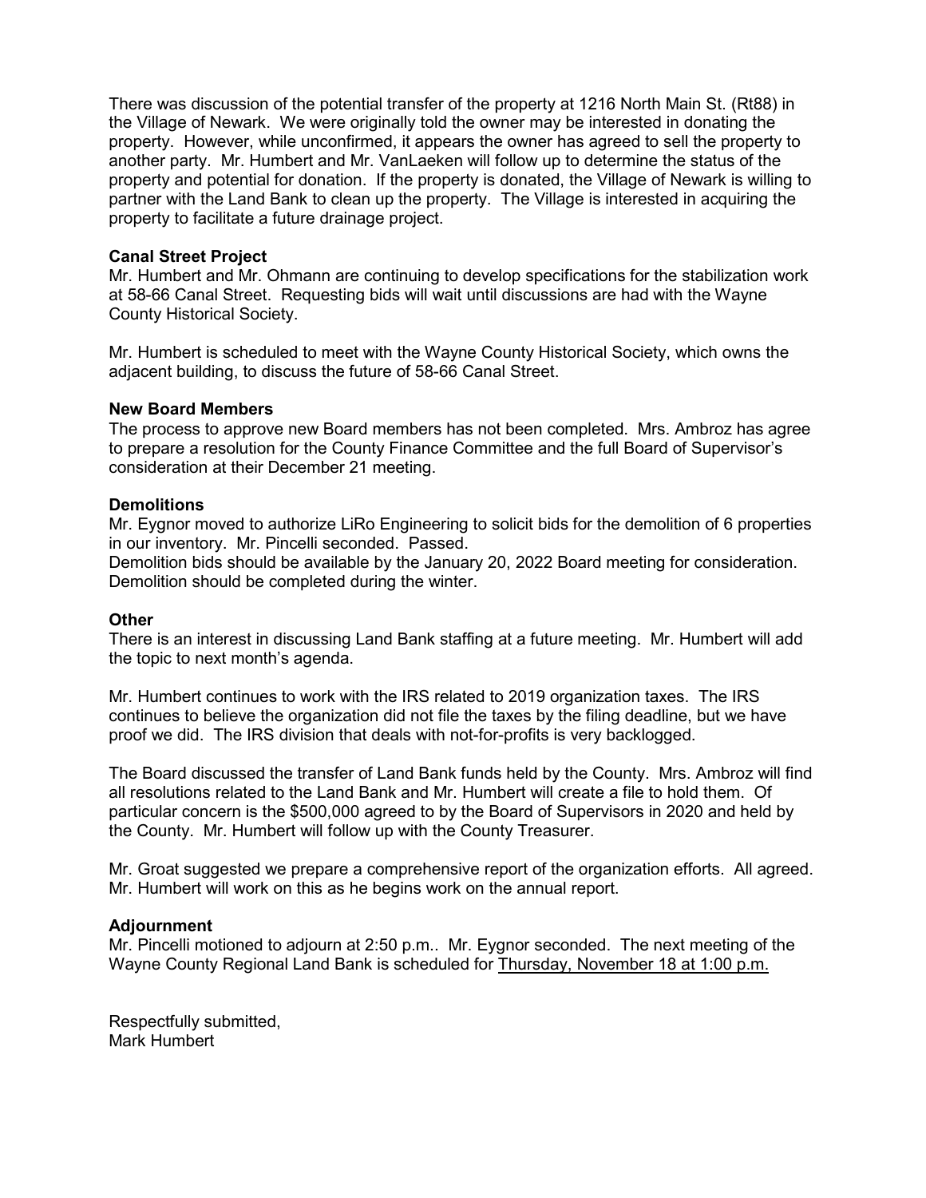There was discussion of the potential transfer of the property at 1216 North Main St. (Rt88) in the Village of Newark. We were originally told the owner may be interested in donating the property. However, while unconfirmed, it appears the owner has agreed to sell the property to another party. Mr. Humbert and Mr. VanLaeken will follow up to determine the status of the property and potential for donation. If the property is donated, the Village of Newark is willing to partner with the Land Bank to clean up the property. The Village is interested in acquiring the property to facilitate a future drainage project.

**Canal Street Project**

Mr. Humbert and Mr. Ohmann are continuing to develop specifications for the stabilization work at 58-66 Canal Street. Requesting bids will wait until discussions are had with the Wayne County Historical Society.

Mr. Humbert is scheduled to meet with the Wayne County Historical Society, which owns the adjacent building, to discuss the future of 58-66 Canal Street.

**New Board Members**

The process to approve new Board members has not been completed. Mrs. Ambroz has agree to prepare a resolution for the County Finance Committee and the full Board of Supervisor's consideration at their December 21 meeting.

**Demolitions**

Mr. Eygnor moved to authorize LiRo Engineering to solicit bids for the demolition of 6 properties in our inventory. Mr. Pincelli seconded. Passed.
Demolition bids should be available by the January 20, 2022 Board meeting for consideration. Demolition should be completed during the winter.

**Other**

There is an interest in discussing Land Bank staffing at a future meeting. Mr. Humbert will add the topic to next month's agenda.

Mr. Humbert continues to work with the IRS related to 2019 organization taxes. The IRS continues to believe the organization did not file the taxes by the filing deadline, but we have proof we did. The IRS division that deals with not-for-profits is very backlogged.

The Board discussed the transfer of Land Bank funds held by the County. Mrs. Ambroz will find all resolutions related to the Land Bank and Mr. Humbert will create a file to hold them. Of particular concern is the $500,000 agreed to by the Board of Supervisors in 2020 and held by the County. Mr. Humbert will follow up with the County Treasurer.

Mr. Groat suggested we prepare a comprehensive report of the organization efforts. All agreed. Mr. Humbert will work on this as he begins work on the annual report.

**Adjournment**

Mr. Pincelli motioned to adjourn at 2:50 p.m.. Mr. Eygnor seconded. The next meeting of the Wayne County Regional Land Bank is scheduled for <u>Thursday, November 18 at 1:00 p.m.</u>

Respectfully submitted,
Mark Humbert